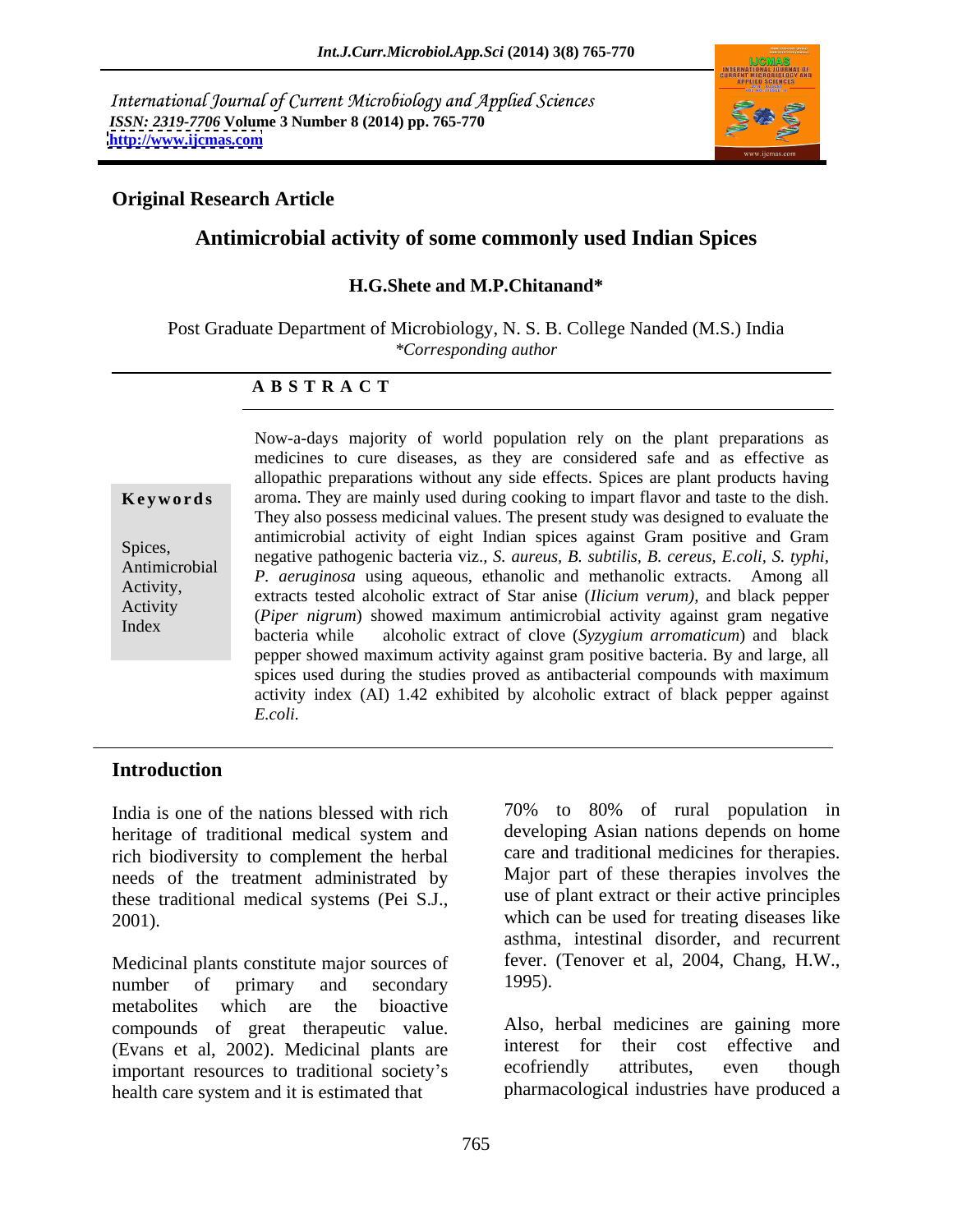International Journal of Current Microbiology and Applied Sciences
*ISSN: 2319-7706* **Volume 3 Number 8 (2014) pp. 765-770**
**http://www.ijcmas.com**

**Original Research Article**

# Antimicrobial activity of some commonly used Indian Spices

**H.G.Shete and M.P.Chitanand***

Post Graduate Department of Microbiology, N. S. B. College Nanded (M.S.) India
*\*Corresponding author*

## A B S T R A C T

**Keywords**

Spices, Antimicrobial Activity, Activity Index

Now-a-days majority of world population rely on the plant preparations as medicines to cure diseases, as they are considered safe and as effective as allopathic preparations without any side effects. Spices are plant products having aroma. They are mainly used during cooking to impart flavor and taste to the dish. They also possess medicinal values. The present study was designed to evaluate the antimicrobial activity of eight Indian spices against Gram positive and Gram negative pathogenic bacteria viz., *S. aureus, B. subtilis, B. cereus, E.coli, S. typhi, P. aeruginosa* using aqueous, ethanolic and methanolic extracts. Among all extracts tested alcoholic extract of Star anise (*Ilicium verum),* and black pepper (*Piper nigrum*) showed maximum antimicrobial activity against gram negative bacteria while alcoholic extract of clove (*Syzygium arromaticum*) and black pepper showed maximum activity against gram positive bacteria. By and large, all spices used during the studies proved as antibacterial compounds with maximum activity index (AI) 1.42 exhibited by alcoholic extract of black pepper against *E.coli.*

## Introduction

India is one of the nations blessed with rich heritage of traditional medical system and rich biodiversity to complement the herbal needs of the treatment administrated by these traditional medical systems (Pei S.J., 2001).

Medicinal plants constitute major sources of number of primary and secondary metabolites which are the bioactive compounds of great therapeutic value. (Evans et al, 2002). Medicinal plants are important resources to traditional society's health care system and it is estimated that 70% to 80% of rural population in developing Asian nations depends on home care and traditional medicines for therapies. Major part of these therapies involves the use of plant extract or their active principles which can be used for treating diseases like asthma, intestinal disorder, and recurrent fever. (Tenover et al, 2004, Chang, H.W., 1995).

Also, herbal medicines are gaining more interest for their cost effective and ecofriendly attributes, even though pharmacological industries have produced a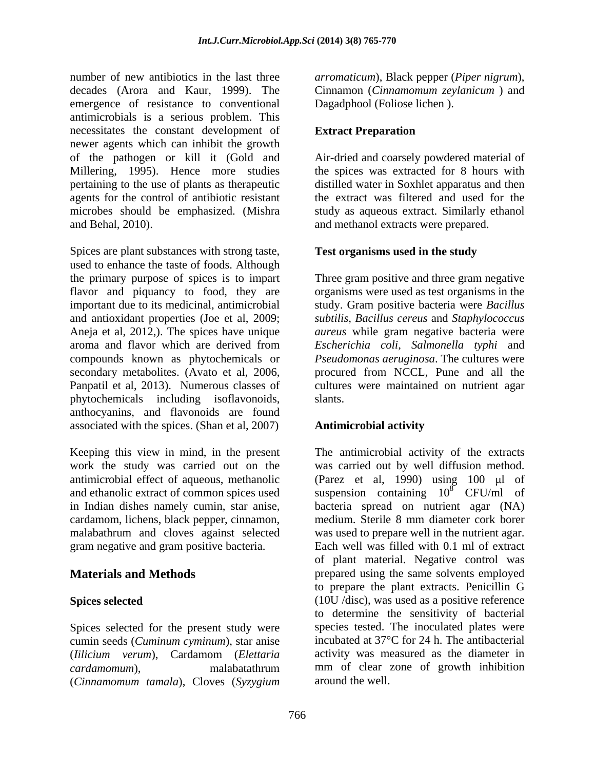number of new antibiotics in the last three decades (Arora and Kaur, 1999). The emergence of resistance to conventional antimicrobials is a serious problem. This necessitates the constant development of newer agents which can inhibit the growth of the pathogen or kill it (Gold and Millering, 1995). Hence more studies pertaining to the use of plants as therapeutic agents for the control of antibiotic resistant microbes should be emphasized. (Mishra and Behal, 2010).

Spices are plant substances with strong taste, used to enhance the taste of foods. Although the primary purpose of spices is to impart flavor and piquancy to food, they are important due to its medicinal, antimicrobial and antioxidant properties (Joe et al, 2009; Aneja et al, 2012,). The spices have unique aroma and flavor which are derived from compounds known as phytochemicals or secondary metabolites. (Avato et al, 2006, Panpatil et al, 2013). Numerous classes of phytochemicals including isoflavonoids, anthocyanins, and flavonoids are found associated with the spices. (Shan et al, 2007)

Keeping this view in mind, in the present work the study was carried out on the antimicrobial effect of aqueous, methanolic and ethanolic extract of common spices used in Indian dishes namely cumin, star anise, cardamom, lichens, black pepper, cinnamon, malabathrum and cloves against selected gram negative and gram positive bacteria.

## Materials and Methods

### Spices selected

Spices selected for the present study were cumin seeds (*Cuminum cyminum*), star anise (*Iilicium verum*), Cardamom (*Elettaria cardamomum*), malabatathrum (*Cinnamomum tamala*), Cloves (*Syzygium arromaticum*), Black pepper (*Piper nigrum*), Cinnamon (*Cinnamomum zeylanicum* ) and Dagadphool (Foliose lichen ).

### Extract Preparation

Air-dried and coarsely powdered material of the spices was extracted for 8 hours with distilled water in Soxhlet apparatus and then the extract was filtered and used for the study as aqueous extract. Similarly ethanol and methanol extracts were prepared.

### Test organisms used in the study

Three gram positive and three gram negative organisms were used as test organisms in the study. Gram positive bacteria were *Bacillus subtilis*, *Bacillus cereus* and *Staphylococcus aureus* while gram negative bacteria were *Escherichia coli*, *Salmonella typhi* and *Pseudomonas aeruginosa*. The cultures were procured from NCCL, Pune and all the cultures were maintained on nutrient agar slants.

### Antimicrobial activity

The antimicrobial activity of the extracts was carried out by well diffusion method. (Parez et al, 1990) using 100 μl of suspension containing $10^8$ CFU/ml of bacteria spread on nutrient agar (NA) medium. Sterile 8 mm diameter cork borer was used to prepare well in the nutrient agar. Each well was filled with 0.1 ml of extract of plant material. Negative control was prepared using the same solvents employed to prepare the plant extracts. Penicillin G (10U /disc), was used as a positive reference to determine the sensitivity of bacterial species tested. The inoculated plates were incubated at 37°C for 24 h. The antibacterial activity was measured as the diameter in mm of clear zone of growth inhibition around the well.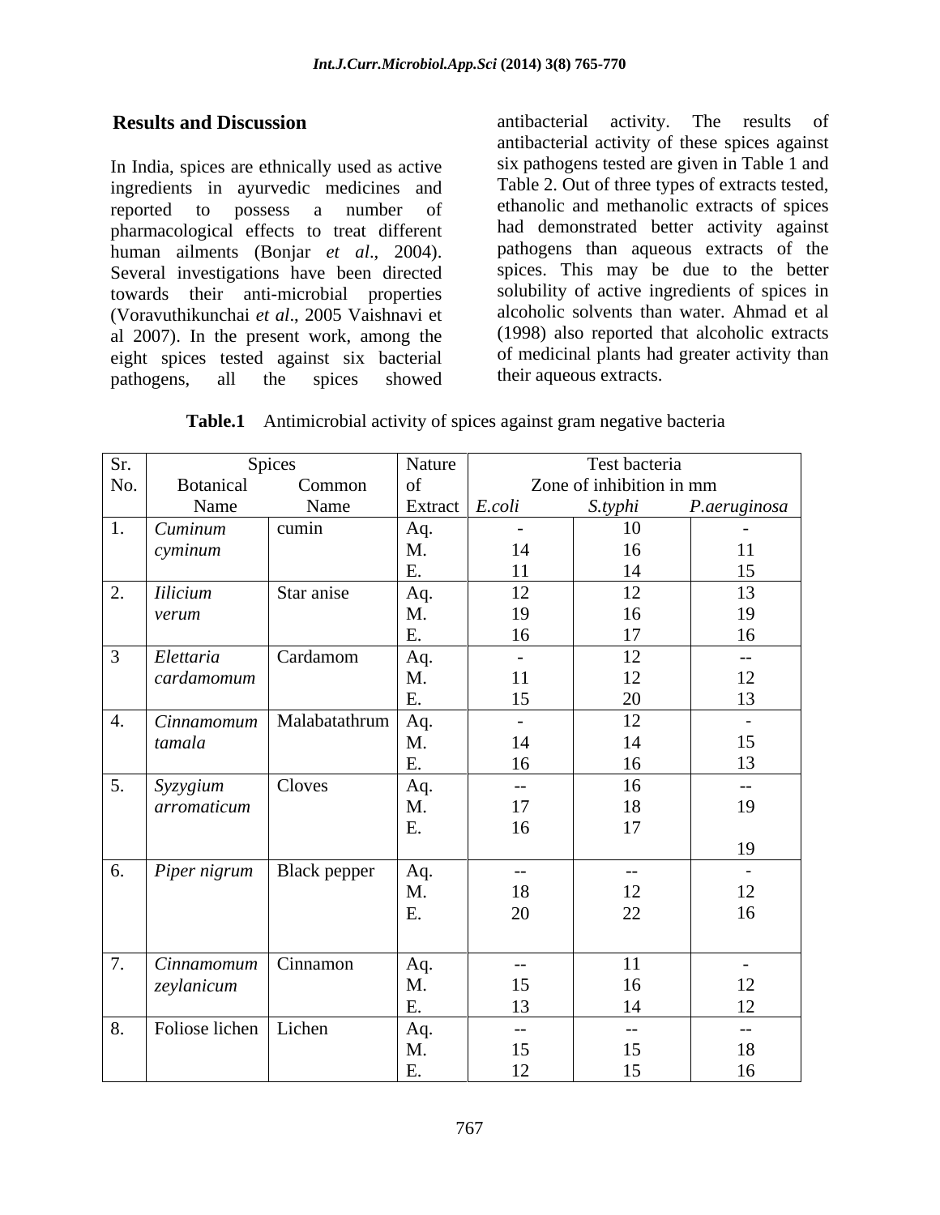## Results and Discussion

In India, spices are ethnically used as active ingredients in ayurvedic medicines and reported to possess a number of pharmacological effects to treat different human ailments (Bonjar *et al*., 2004). Several investigations have been directed towards their anti-microbial properties (Voravuthikunchai *et al*., 2005 Vaishnavi et al 2007). In the present work, among the eight spices tested against six bacterial pathogens, all the spices showed antibacterial activity. The results of antibacterial activity of these spices against six pathogens tested are given in Table 1 and Table 2. Out of three types of extracts tested, ethanolic and methanolic extracts of spices had demonstrated better activity against pathogens than aqueous extracts of the spices. This may be due to the better solubility of active ingredients of spices in alcoholic solvents than water. Ahmad et al (1998) also reported that alcoholic extracts of medicinal plants had greater activity than their aqueous extracts.

**Table.1** Antimicrobial activity of spices against gram negative bacteria

| Sr. No. | Spices | | Nature of Extract | Test bacteria Zone of inhibition in mm | | |
|---|---|---|---|---|---|---|
| | Botanical Name | Common Name | | *E.coli* | *S.typhi* | *P.aeruginosa* |
| 1. | *Cuminum cyminum* | cumin | Aq. | - | 10 | - |
| | | | M. | 14 | 16 | 11 |
| | | | E. | 11 | 14 | 15 |
| 2. | *Iilicium verum* | Star anise | Aq. | 12 | 12 | 13 |
| | | | M. | 19 | 16 | 19 |
| | | | E. | 16 | 17 | 16 |
| 3 | *Elettaria cardamomum* | Cardamom | Aq. | - | 12 | -- |
| | | | M. | 11 | 12 | 12 |
| | | | E. | 15 | 20 | 13 |
| 4. | *Cinnamomum tamala* | Malabatathrum | Aq. | - | 12 | - |
| | | | M. | 14 | 14 | 15 |
| | | | E. | 16 | 16 | 13 |
| 5. | *Syzygium arromaticum* | Cloves | Aq. | -- | 16 | -- |
| | | | M. | 17 | 18 | 19 |
| | | | E. | 16 | 17 | 19 |
| 6. | *Piper nigrum* | Black pepper | Aq. | -- | -- | - |
| | | | M. | 18 | 12 | 12 |
| | | | E. | 20 | 22 | 16 |
| 7. | *Cinnamomum zeylanicum* | Cinnamon | Aq. | -- | 11 | - |
| | | | M. | 15 | 16 | 12 |
| | | | E. | 13 | 14 | 12 |
| 8. | Foliose lichen | Lichen | Aq. | -- | -- | -- |
| | | | M. | 15 | 15 | 18 |
| | | | E. | 12 | 15 | 16 |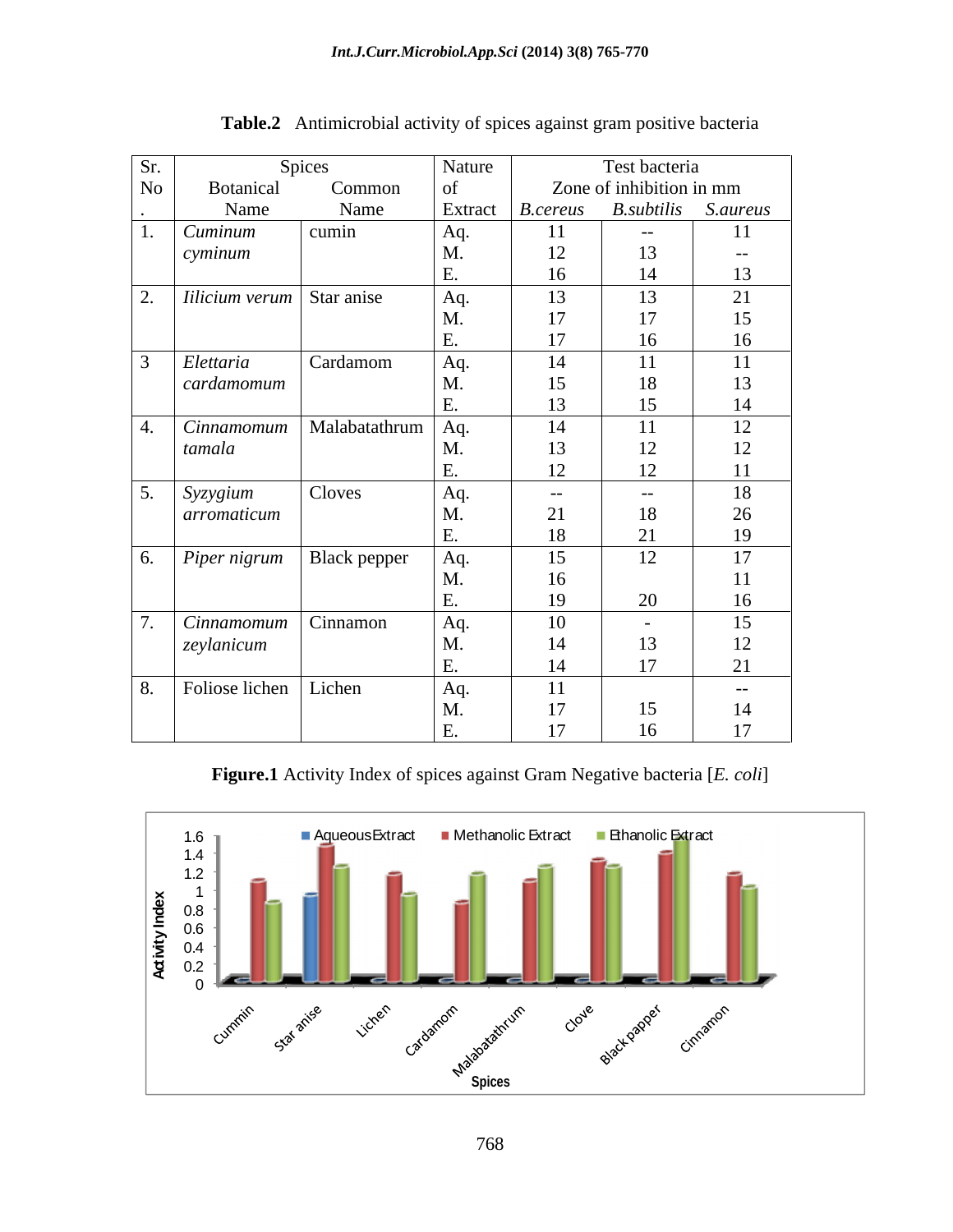**Table.2** Antimicrobial activity of spices against gram positive bacteria

| Sr. No. | Spices | | Nature of Extract | Test bacteria Zone of inhibition in mm | | |
|---|---|---|---|---|---|---|
| | Botanical Name | Common Name | | *B.cereus* | *B.subtilis* | *S.aureus* |
| 1. | *Cuminum cyminum* | cumin | Aq. | 11 | -- | 11 |
| | | | M. | 12 | 13 | -- |
| | | | E. | 16 | 14 | 13 |
| 2. | *Iilicium verum* | Star anise | Aq. | 13 | 13 | 21 |
| | | | M. | 17 | 17 | 15 |
| | | | E. | 17 | 16 | 16 |
| 3 | *Elettaria cardamomum* | Cardamom | Aq. | 14 | 11 | 11 |
| | | | M. | 15 | 18 | 13 |
| | | | E. | 13 | 15 | 14 |
| 4. | *Cinnamomum tamala* | Malabatathrum | Aq. | 14 | 11 | 12 |
| | | | M. | 13 | 12 | 12 |
| | | | E. | 12 | 12 | 11 |
| 5. | *Syzygium arromaticum* | Cloves | Aq. | -- | -- | 18 |
| | | | M. | 21 | 18 | 26 |
| | | | E. | 18 | 21 | 19 |
| 6. | *Piper nigrum* | Black pepper | Aq. | 15 | 12 | 17 |
| | | | M. | 16 | | 11 |
| | | | E. | 19 | 20 | 16 |
| 7. | *Cinnamomum zeylanicum* | Cinnamon | Aq. | 10 | - | 15 |
| | | | M. | 14 | 13 | 12 |
| | | | E. | 14 | 17 | 21 |
| 8. | Foliose lichen | Lichen | Aq. | 11 | | -- |
| | | | M. | 17 | 15 | 14 |
| | | | E. | 17 | 16 | 17 |

**Figure.1** Activity Index of spices against Gram Negative bacteria [*E. coli*]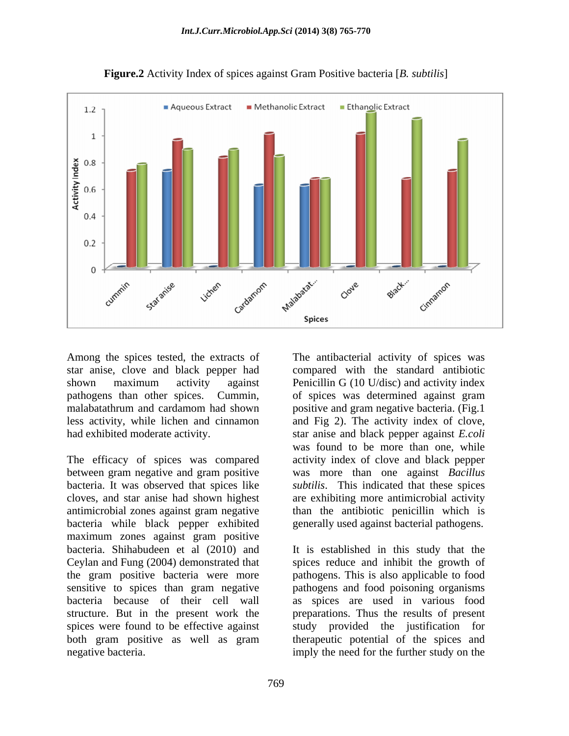**Figure.2** Activity Index of spices against Gram Positive bacteria [*B. subtilis*]

Among the spices tested, the extracts of star anise, clove and black pepper had shown maximum activity against pathogens than other spices. Cummin, malabatathrum and cardamom had shown less activity, while lichen and cinnamon had exhibited moderate activity.

The efficacy of spices was compared between gram negative and gram positive bacteria. It was observed that spices like cloves, and star anise had shown highest antimicrobial zones against gram negative bacteria while black pepper exhibited maximum zones against gram positive bacteria. Shihabudeen et al (2010) and Ceylan and Fung (2004) demonstrated that the gram positive bacteria were more sensitive to spices than gram negative bacteria because of their cell wall structure. But in the present work the spices were found to be effective against both gram positive as well as gram negative bacteria.

The antibacterial activity of spices was compared with the standard antibiotic Penicillin G (10 U/disc) and activity index of spices was determined against gram positive and gram negative bacteria. (Fig.1 and Fig 2). The activity index of clove, star anise and black pepper against *E.coli* was found to be more than one, while activity index of clove and black pepper was more than one against *Bacillus subtilis*. This indicated that these spices are exhibiting more antimicrobial activity than the antibiotic penicillin which is generally used against bacterial pathogens.

It is established in this study that the spices reduce and inhibit the growth of pathogens. This is also applicable to food pathogens and food poisoning organisms as spices are used in various food preparations. Thus the results of present study provided the justification for therapeutic potential of the spices and imply the need for the further study on the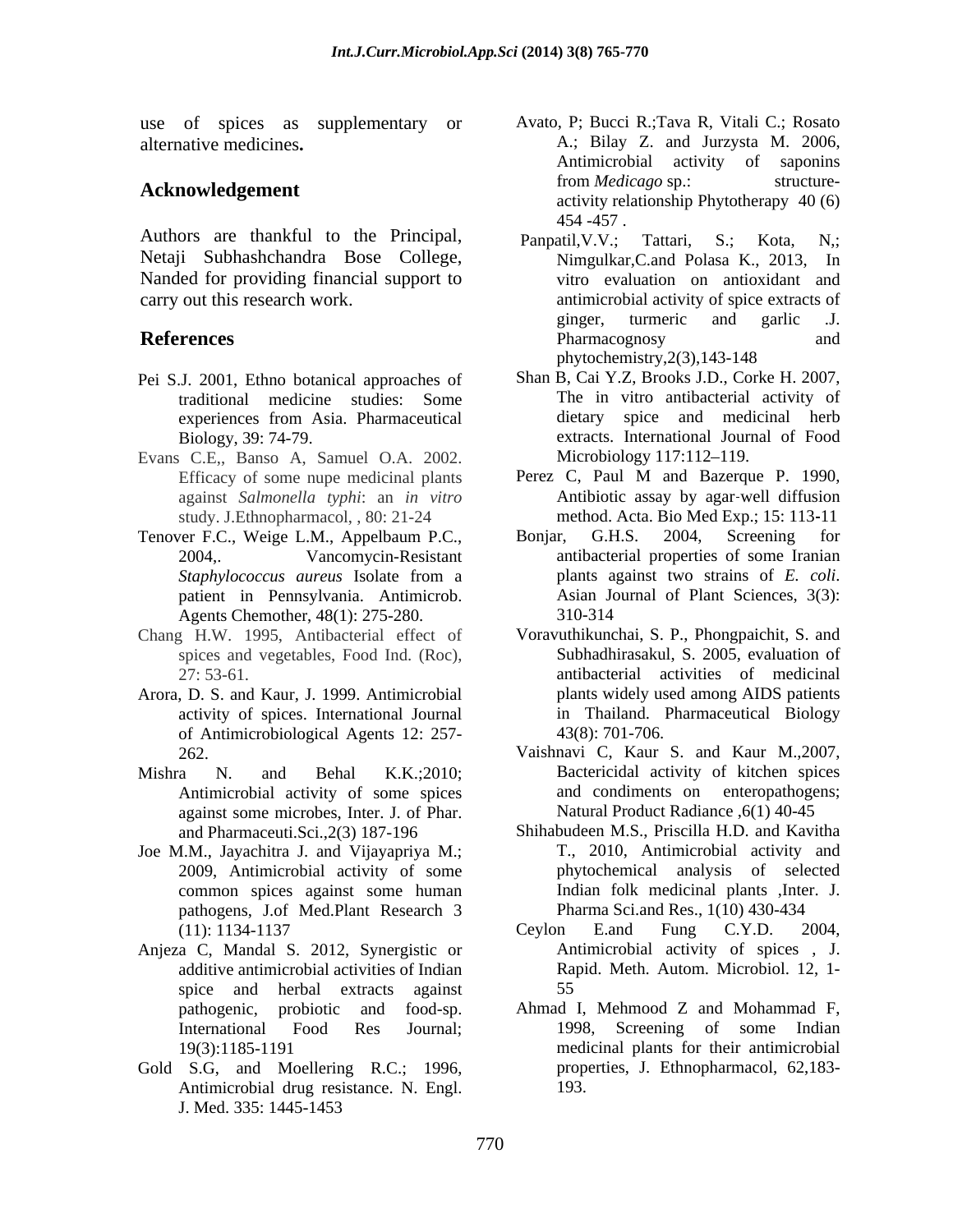use of spices as supplementary or alternative medicines**.**

## Acknowledgement

Authors are thankful to the Principal, Netaji Subhashchandra Bose College, Nanded for providing financial support to carry out this research work.

## References

Pei S.J. 2001, Ethno botanical approaches of traditional medicine studies: Some experiences from Asia. Pharmaceutical Biology, 39: 74-79.

Evans C.E,, Banso A, Samuel O.A. 2002. Efficacy of some nupe medicinal plants against *Salmonella typhi*: an *in vitro* study. J.Ethnopharmacol, , 80: 21-24

Tenover F.C., Weige L.M., Appelbaum P.C., 2004,. Vancomycin-Resistant *Staphylococcus aureus* Isolate from a patient in Pennsylvania. Antimicrob. Agents Chemother, 48(1): 275-280.

Chang H.W. 1995, Antibacterial effect of spices and vegetables, Food Ind. (Roc), 27: 53-61.

Arora, D. S. and Kaur, J. 1999. Antimicrobial activity of spices. International Journal of Antimicrobiological Agents 12: 257-262.

Mishra N. and Behal K.K.;2010; Antimicrobial activity of some spices against some microbes, Inter. J. of Phar. and Pharmaceuti.Sci.,2(3) 187-196

Joe M.M., Jayachitra J. and Vijayapriya M.; 2009, Antimicrobial activity of some common spices against some human pathogens, J.of Med.Plant Research 3 (11): 1134-1137

Anjeza C, Mandal S. 2012, Synergistic or additive antimicrobial activities of Indian spice and herbal extracts against pathogenic, probiotic and food-sp. International Food Res Journal; 19(3):1185-1191

Gold S.G, and Moellering R.C.; 1996, Antimicrobial drug resistance. N. Engl. J. Med. 335: 1445-1453

Avato, P; Bucci R.;Tava R, Vitali C.; Rosato A.; Bilay Z. and Jurzysta M. 2006, Antimicrobial activity of saponins from *Medicago* sp.: structure-activity relationship Phytotherapy 40 (6) 454 -457 .

Panpatil,V.V.; Tattari, S.; Kota, N,; Nimgulkar,C.and Polasa K., 2013, In vitro evaluation on antioxidant and antimicrobial activity of spice extracts of ginger, turmeric and garlic .J. Pharmacognosy and phytochemistry,2(3),143-148

Shan B, Cai Y.Z, Brooks J.D., Corke H. 2007, The in vitro antibacterial activity of dietary spice and medicinal herb extracts. International Journal of Food Microbiology 117:112–119.

Perez C, Paul M and Bazerque P. 1990, Antibiotic assay by agar-well diffusion method. Acta. Bio Med Exp.; 15: 113-11

Bonjar, G.H.S. 2004, Screening for antibacterial properties of some Iranian plants against two strains of *E. coli*. Asian Journal of Plant Sciences, 3(3): 310-314

Voravuthikunchai, S. P., Phongpaichit, S. and Subhadhirasakul, S. 2005, evaluation of antibacterial activities of medicinal plants widely used among AIDS patients in Thailand. Pharmaceutical Biology 43(8): 701-706.

Vaishnavi C, Kaur S. and Kaur M.,2007, Bactericidal activity of kitchen spices and condiments on enteropathogens; Natural Product Radiance ,6(1) 40-45

Shihabudeen M.S., Priscilla H.D. and Kavitha T., 2010, Antimicrobial activity and phytochemical analysis of selected Indian folk medicinal plants ,Inter. J. Pharma Sci.and Res., 1(10) 430-434

Ceylon E.and Fung C.Y.D. 2004, Antimicrobial activity of spices , J. Rapid. Meth. Autom. Microbiol. 12, 1-55

Ahmad I, Mehmood Z and Mohammad F, 1998, Screening of some Indian medicinal plants for their antimicrobial properties, J. Ethnopharmacol, 62,183-193.